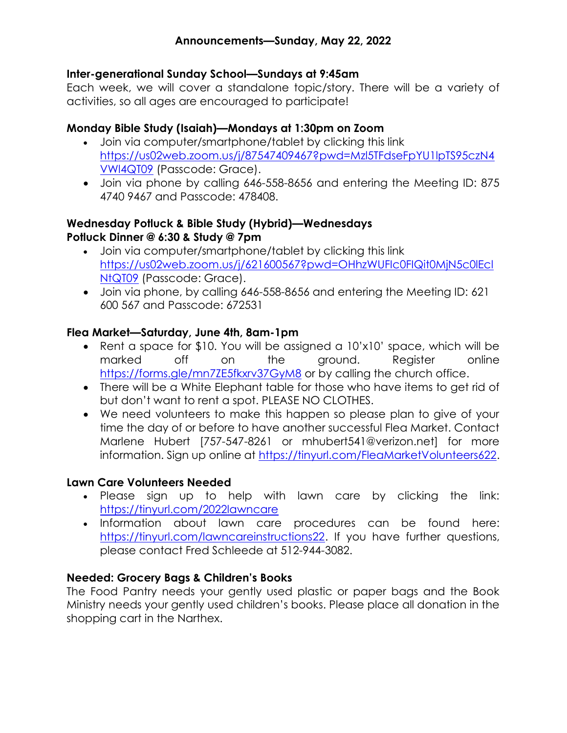## Announcements—Sunday, May 22, 2022

### Inter-generational Sunday School—Sundays at 9:45am

Each week, we will cover a standalone topic/story. There will be a variety of activities, so all ages are encouraged to participate!

### Monday Bible Study (Isaiah)—Mondays at 1:30pm on Zoom

- Join via computer/smartphone/tablet by clicking this link https://us02web.zoom.us/j/87547409467?pwd=Mzl5TFdseFpYU1lpTS95czN4VWI4QT09 (Passcode: Grace).
- Join via phone by calling 646-558-8656 and entering the Meeting ID: 875 4740 9467 and Passcode: 478408.

### Wednesday Potluck & Bible Study (Hybrid)—Wednesdays
### Potluck Dinner @ 6:30 & Study @ 7pm

- Join via computer/smartphone/tablet by clicking this link https://us02web.zoom.us/j/621600567?pwd=OHhzWUFIc0FIQit0MjN5c0lEclNtQT09 (Passcode: Grace).
- Join via phone, by calling 646-558-8656 and entering the Meeting ID: 621 600 567 and Passcode: 672531

### Flea Market—Saturday, June 4th, 8am-1pm

- Rent a space for $10. You will be assigned a 10'x10' space, which will be marked off on the ground. Register online https://forms.gle/mn7ZE5fkxrv37GyM8 or by calling the church office.
- There will be a White Elephant table for those who have items to get rid of but don't want to rent a spot. PLEASE NO CLOTHES.
- We need volunteers to make this happen so please plan to give of your time the day of or before to have another successful Flea Market. Contact Marlene Hubert [757-547-8261 or mhubert541@verizon.net] for more information. Sign up online at https://tinyurl.com/FleaMarketVolunteers622.

### Lawn Care Volunteers Needed

- Please sign up to help with lawn care by clicking the link: https://tinyurl.com/2022lawncare
- Information about lawn care procedures can be found here: https://tinyurl.com/lawncareinstructions22. If you have further questions, please contact Fred Schleede at 512-944-3082.

### Needed: Grocery Bags & Children's Books

The Food Pantry needs your gently used plastic or paper bags and the Book Ministry needs your gently used children's books. Please place all donation in the shopping cart in the Narthex.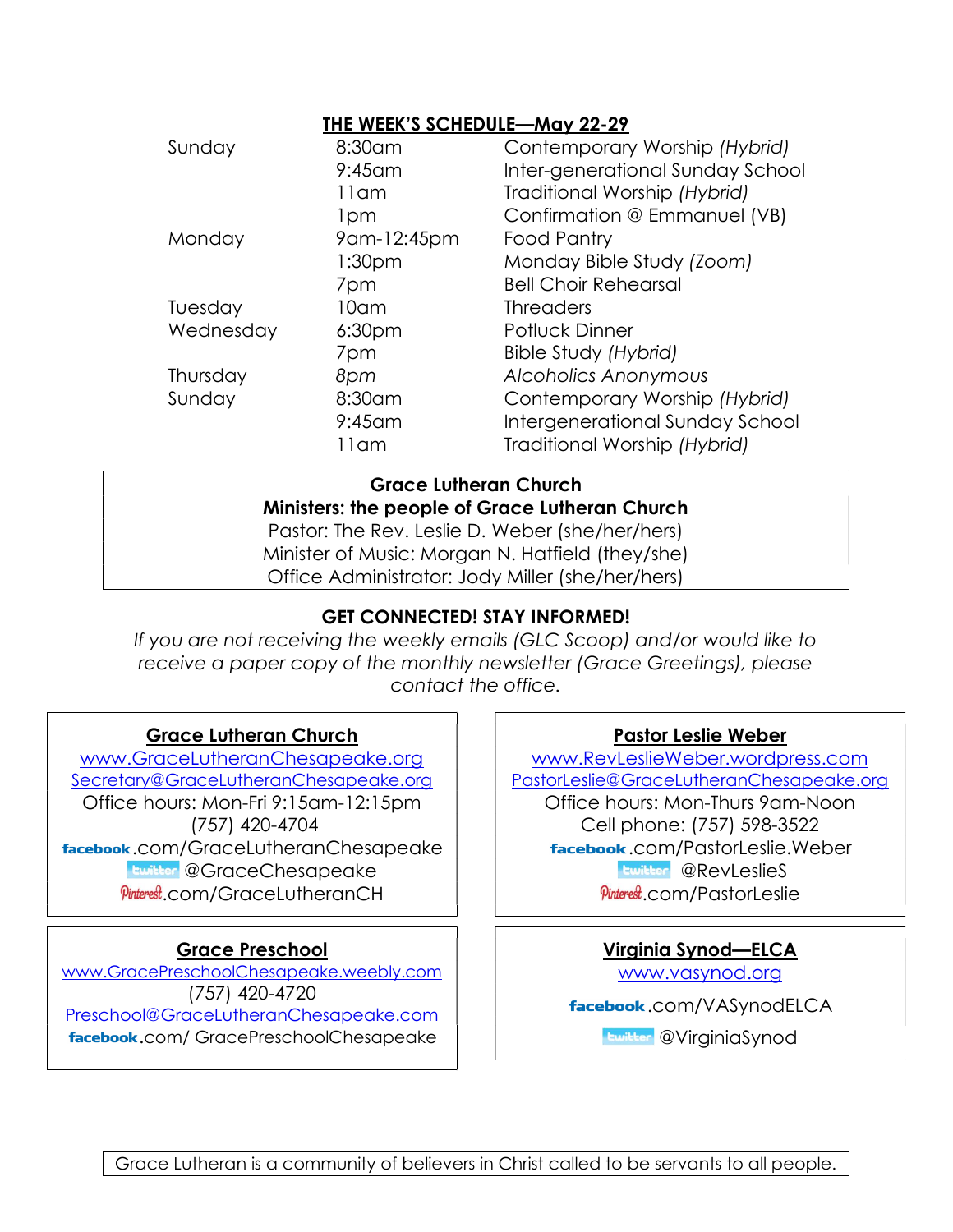## THE WEEK'S SCHEDULE—May 22-29

| | | |
|---|---|---|
| Sunday | 8:30am | Contemporary Worship *(Hybrid)* |
| | 9:45am | Inter-generational Sunday School |
| | 11am | Traditional Worship *(Hybrid)* |
| | 1pm | Confirmation @ Emmanuel (VB) |
| Monday | 9am-12:45pm | Food Pantry |
| | 1:30pm | Monday Bible Study *(Zoom)* |
| | 7pm | Bell Choir Rehearsal |
| Tuesday | 10am | Threaders |
| Wednesday | 6:30pm | Potluck Dinner |
| | 7pm | Bible Study *(Hybrid)* |
| Thursday | *8pm* | *Alcoholics Anonymous* |
| Sunday | 8:30am | Contemporary Worship *(Hybrid)* |
| | 9:45am | Intergenerational Sunday School |
| | 11am | Traditional Worship *(Hybrid)* |

**Grace Lutheran Church**
**Ministers: the people of Grace Lutheran Church**
Pastor: The Rev. Leslie D. Weber (she/her/hers)
Minister of Music: Morgan N. Hatfield (they/she)
Office Administrator: Jody Miller (she/her/hers)

**GET CONNECTED! STAY INFORMED!**

*If you are not receiving the weekly emails (GLC Scoop) and/or would like to receive a paper copy of the monthly newsletter (Grace Greetings), please contact the office.*

**Grace Lutheran Church**
www.GraceLutheranChesapeake.org
Secretary@GraceLutheranChesapeake.org
Office hours: Mon-Fri 9:15am-12:15pm
(757) 420-4704
facebook.com/GraceLutheranChesapeake
twitter @GraceChesapeake
Pinterest.com/GraceLutheranCH

**Pastor Leslie Weber**
www.RevLeslieWeber.wordpress.com
PastorLeslie@GraceLutheranChesapeake.org
Office hours: Mon-Thurs 9am-Noon
Cell phone: (757) 598-3522
facebook.com/PastorLeslie.Weber
twitter @RevLeslieS
Pinterest.com/PastorLeslie

**Grace Preschool**
www.GracePreschoolChesapeake.weebly.com
(757) 420-4720
Preschool@GraceLutheranChesapeake.com
facebook.com/ GracePreschoolChesapeake

**Virginia Synod—ELCA**
www.vasynod.org
facebook.com/VASynodELCA
twitter @VirginiaSynod

Grace Lutheran is a community of believers in Christ called to be servants to all people.